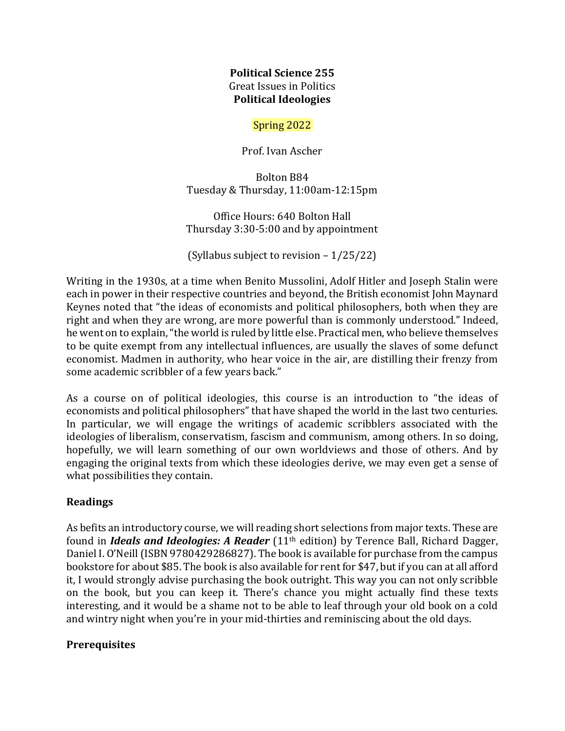**Political Science 255**
Great Issues in Politics
**Political Ideologies**

Spring 2022

Prof. Ivan Ascher

Bolton B84
Tuesday & Thursday, 11:00am-12:15pm

Office Hours: 640 Bolton Hall
Thursday 3:30-5:00 and by appointment

(Syllabus subject to revision – 1/25/22)

Writing in the 1930s, at a time when Benito Mussolini, Adolf Hitler and Joseph Stalin were each in power in their respective countries and beyond, the British economist John Maynard Keynes noted that "the ideas of economists and political philosophers, both when they are right and when they are wrong, are more powerful than is commonly understood." Indeed, he went on to explain, "the world is ruled by little else. Practical men, who believe themselves to be quite exempt from any intellectual influences, are usually the slaves of some defunct economist. Madmen in authority, who hear voice in the air, are distilling their frenzy from some academic scribbler of a few years back."

As a course on of political ideologies, this course is an introduction to "the ideas of economists and political philosophers" that have shaped the world in the last two centuries. In particular, we will engage the writings of academic scribblers associated with the ideologies of liberalism, conservatism, fascism and communism, among others. In so doing, hopefully, we will learn something of our own worldviews and those of others. And by engaging the original texts from which these ideologies derive, we may even get a sense of what possibilities they contain.

## Readings

As befits an introductory course, we will reading short selections from major texts. These are found in ***Ideals and Ideologies: A Reader*** (11th edition) by Terence Ball, Richard Dagger, Daniel I. O'Neill (ISBN 9780429286827). The book is available for purchase from the campus bookstore for about $85. The book is also available for rent for $47, but if you can at all afford it, I would strongly advise purchasing the book outright. This way you can not only scribble on the book, but you can keep it. There's chance you might actually find these texts interesting, and it would be a shame not to be able to leaf through your old book on a cold and wintry night when you're in your mid-thirties and reminiscing about the old days.

## Prerequisites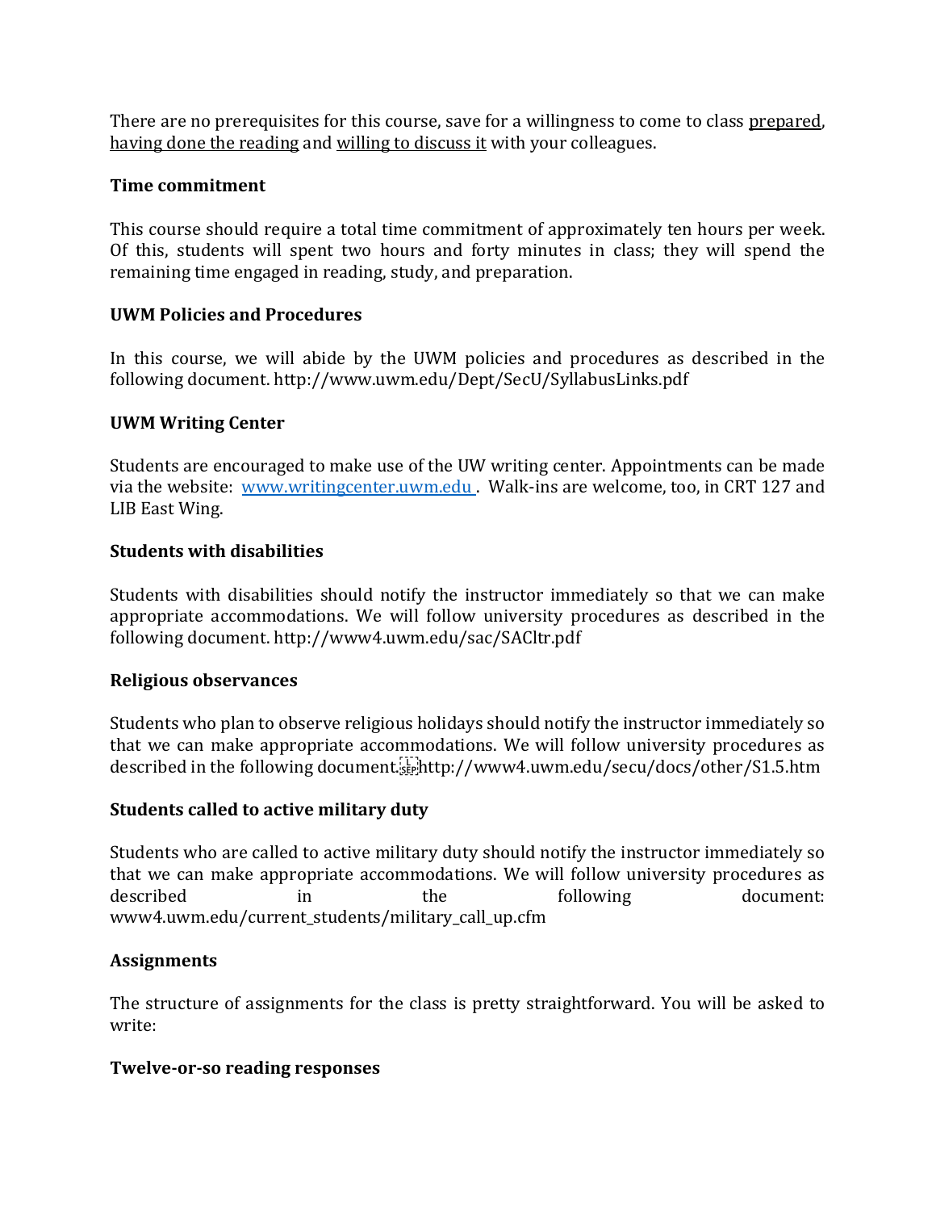There are no prerequisites for this course, save for a willingness to come to class <u>prepared</u>, <u>having done the reading</u> and <u>willing to discuss it</u> with your colleagues.

**Time commitment**

This course should require a total time commitment of approximately ten hours per week. Of this, students will spent two hours and forty minutes in class; they will spend the remaining time engaged in reading, study, and preparation.

**UWM Policies and Procedures**

In this course, we will abide by the UWM policies and procedures as described in the following document. http://www.uwm.edu/Dept/SecU/SyllabusLinks.pdf

**UWM Writing Center**

Students are encouraged to make use of the UW writing center. Appointments can be made via the website: [www.writingcenter.uwm.edu](www.writingcenter.uwm.edu) . Walk-ins are welcome, too, in CRT 127 and LIB East Wing.

**Students with disabilities**

Students with disabilities should notify the instructor immediately so that we can make appropriate accommodations. We will follow university procedures as described in the following document. http://www4.uwm.edu/sac/SACltr.pdf

**Religious observances**

Students who plan to observe religious holidays should notify the instructor immediately so that we can make appropriate accommodations. We will follow university procedures as described in the following document. http://www4.uwm.edu/secu/docs/other/S1.5.htm

**Students called to active military duty**

Students who are called to active military duty should notify the instructor immediately so that we can make appropriate accommodations. We will follow university procedures as described in the following document: www4.uwm.edu/current_students/military_call_up.cfm

**Assignments**

The structure of assignments for the class is pretty straightforward. You will be asked to write:

**Twelve-or-so reading responses**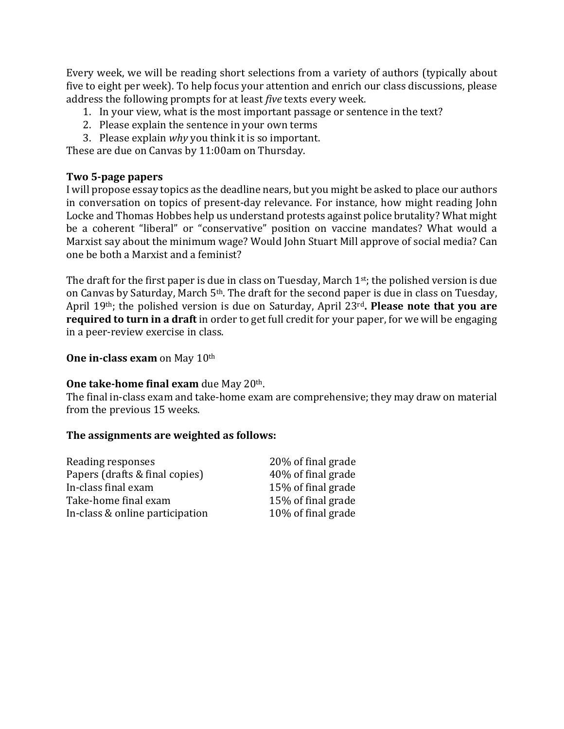Every week, we will be reading short selections from a variety of authors (typically about five to eight per week). To help focus your attention and enrich our class discussions, please address the following prompts for at least *five* texts every week.

1. In your view, what is the most important passage or sentence in the text?
2. Please explain the sentence in your own terms
3. Please explain *why* you think it is so important.

These are due on Canvas by 11:00am on Thursday.

**Two 5-page papers**

I will propose essay topics as the deadline nears, but you might be asked to place our authors in conversation on topics of present-day relevance. For instance, how might reading John Locke and Thomas Hobbes help us understand protests against police brutality? What might be a coherent "liberal" or "conservative" position on vaccine mandates? What would a Marxist say about the minimum wage? Would John Stuart Mill approve of social media? Can one be both a Marxist and a feminist?

The draft for the first paper is due in class on Tuesday, March 1st; the polished version is due on Canvas by Saturday, March 5th. The draft for the second paper is due in class on Tuesday, April 19th; the polished version is due on Saturday, April 23rd. **Please note that you are required to turn in a draft** in order to get full credit for your paper, for we will be engaging in a peer-review exercise in class.

**One in-class exam** on May 10th

**One take-home final exam** due May 20th.

The final in-class exam and take-home exam are comprehensive; they may draw on material from the previous 15 weeks.

**The assignments are weighted as follows:**

| | |
|---|---|
| Reading responses | 20% of final grade |
| Papers (drafts & final copies) | 40% of final grade |
| In-class final exam | 15% of final grade |
| Take-home final exam | 15% of final grade |
| In-class & online participation | 10% of final grade |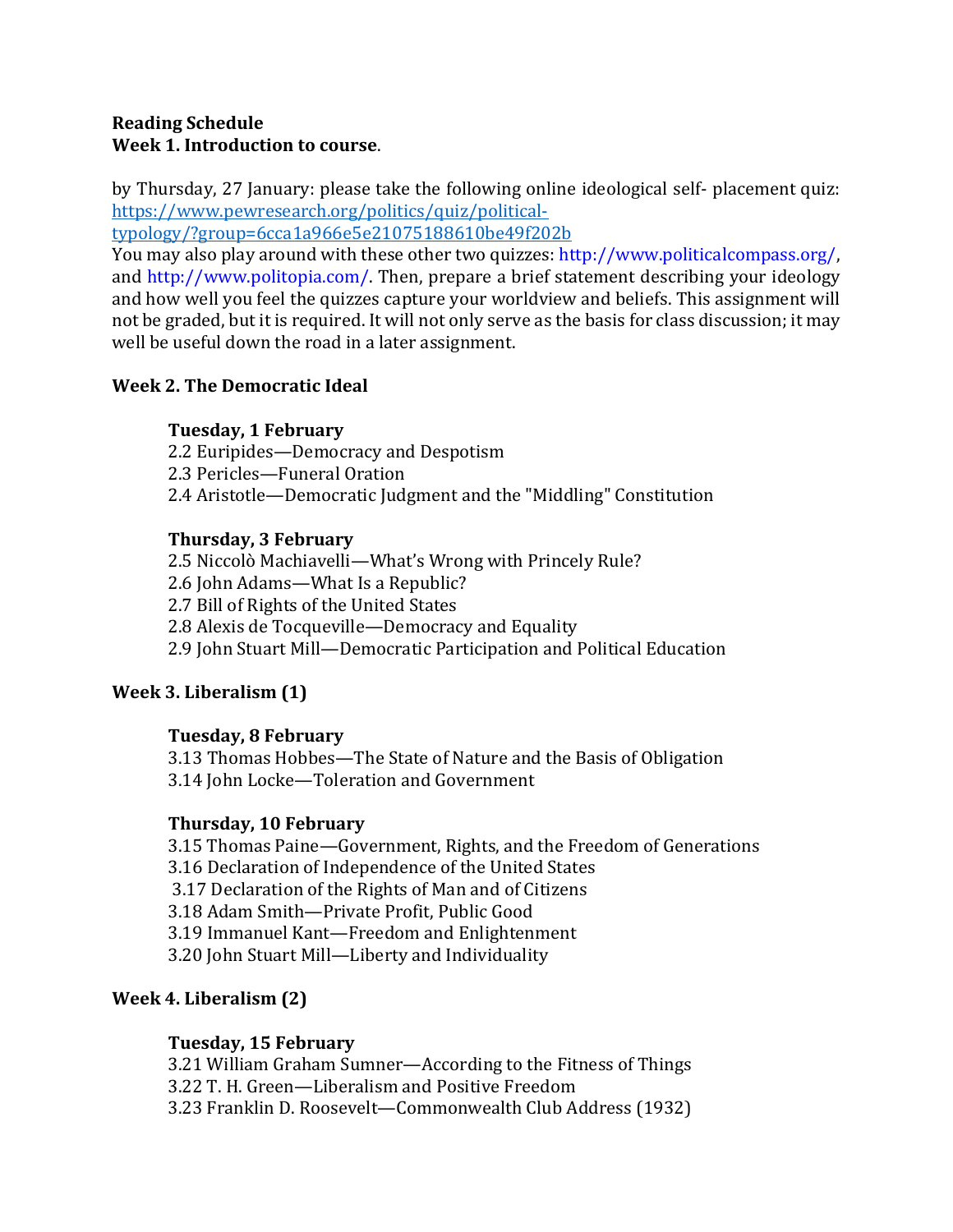**Reading Schedule**
**Week 1. Introduction to course**.

by Thursday, 27 January: please take the following online ideological self- placement quiz: https://www.pewresearch.org/politics/quiz/political-typology/?group=6cca1a966e5e21075188610be49f202b
You may also play around with these other two quizzes: http://www.politicalcompass.org/, and http://www.politopia.com/. Then, prepare a brief statement describing your ideology and how well you feel the quizzes capture your worldview and beliefs. This assignment will not be graded, but it is required. It will not only serve as the basis for class discussion; it may well be useful down the road in a later assignment.

**Week 2. The Democratic Ideal**

**Tuesday, 1 February**
2.2 Euripides—Democracy and Despotism
2.3 Pericles—Funeral Oration
2.4 Aristotle—Democratic Judgment and the "Middling" Constitution

**Thursday, 3 February**
2.5 Niccolò Machiavelli—What's Wrong with Princely Rule?
2.6 John Adams—What Is a Republic?
2.7 Bill of Rights of the United States
2.8 Alexis de Tocqueville—Democracy and Equality
2.9 John Stuart Mill—Democratic Participation and Political Education

**Week 3. Liberalism (1)**

**Tuesday, 8 February**
3.13 Thomas Hobbes—The State of Nature and the Basis of Obligation
3.14 John Locke—Toleration and Government

**Thursday, 10 February**
3.15 Thomas Paine—Government, Rights, and the Freedom of Generations
3.16 Declaration of Independence of the United States
3.17 Declaration of the Rights of Man and of Citizens
3.18 Adam Smith—Private Profit, Public Good
3.19 Immanuel Kant—Freedom and Enlightenment
3.20 John Stuart Mill—Liberty and Individuality

**Week 4. Liberalism (2)**

**Tuesday, 15 February**
3.21 William Graham Sumner—According to the Fitness of Things
3.22 T. H. Green—Liberalism and Positive Freedom
3.23 Franklin D. Roosevelt—Commonwealth Club Address (1932)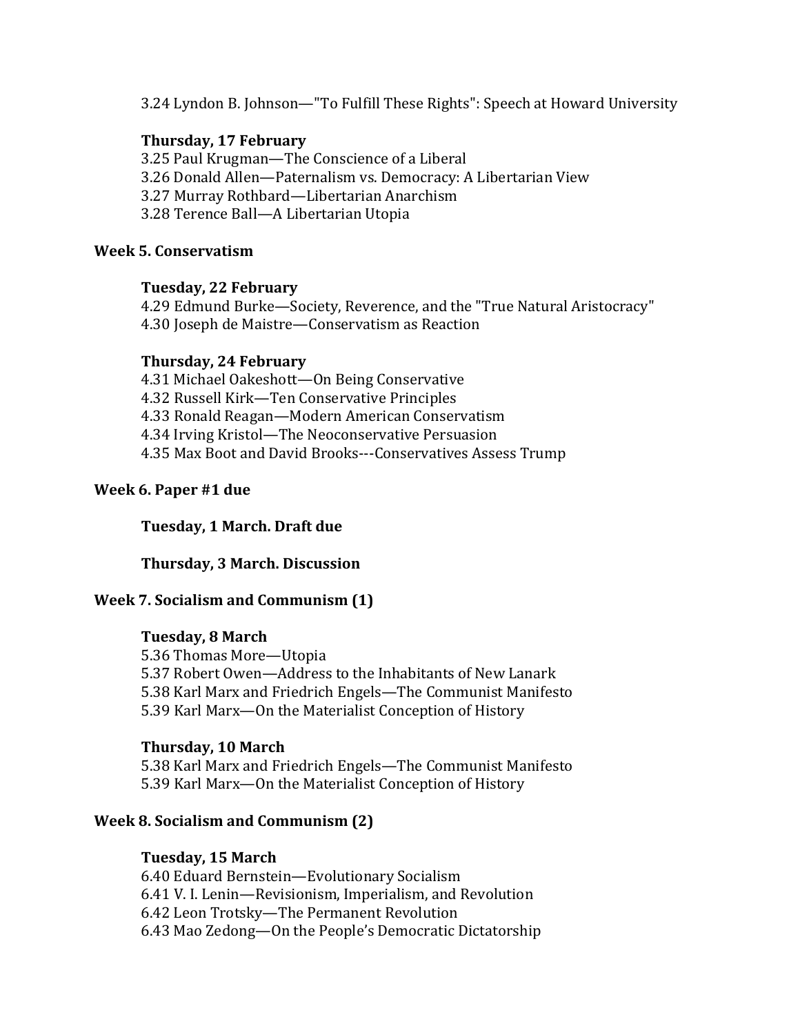3.24 Lyndon B. Johnson—"To Fulfill These Rights": Speech at Howard University

**Thursday, 17 February**
3.25 Paul Krugman—The Conscience of a Liberal
3.26 Donald Allen—Paternalism vs. Democracy: A Libertarian View
3.27 Murray Rothbard—Libertarian Anarchism
3.28 Terence Ball—A Libertarian Utopia

**Week 5. Conservatism**

**Tuesday, 22 February**
4.29 Edmund Burke—Society, Reverence, and the "True Natural Aristocracy"
4.30 Joseph de Maistre—Conservatism as Reaction

**Thursday, 24 February**
4.31 Michael Oakeshott—On Being Conservative
4.32 Russell Kirk—Ten Conservative Principles
4.33 Ronald Reagan—Modern American Conservatism
4.34 Irving Kristol—The Neoconservative Persuasion
4.35 Max Boot and David Brooks---Conservatives Assess Trump

**Week 6. Paper #1 due**

**Tuesday, 1 March. Draft due**

**Thursday, 3 March. Discussion**

**Week 7. Socialism and Communism (1)**

**Tuesday, 8 March**
5.36 Thomas More—Utopia
5.37 Robert Owen—Address to the Inhabitants of New Lanark
5.38 Karl Marx and Friedrich Engels—The Communist Manifesto
5.39 Karl Marx—On the Materialist Conception of History

**Thursday, 10 March**
5.38 Karl Marx and Friedrich Engels—The Communist Manifesto
5.39 Karl Marx—On the Materialist Conception of History

**Week 8. Socialism and Communism (2)**

**Tuesday, 15 March**
6.40 Eduard Bernstein—Evolutionary Socialism
6.41 V. I. Lenin—Revisionism, Imperialism, and Revolution
6.42 Leon Trotsky—The Permanent Revolution
6.43 Mao Zedong—On the People's Democratic Dictatorship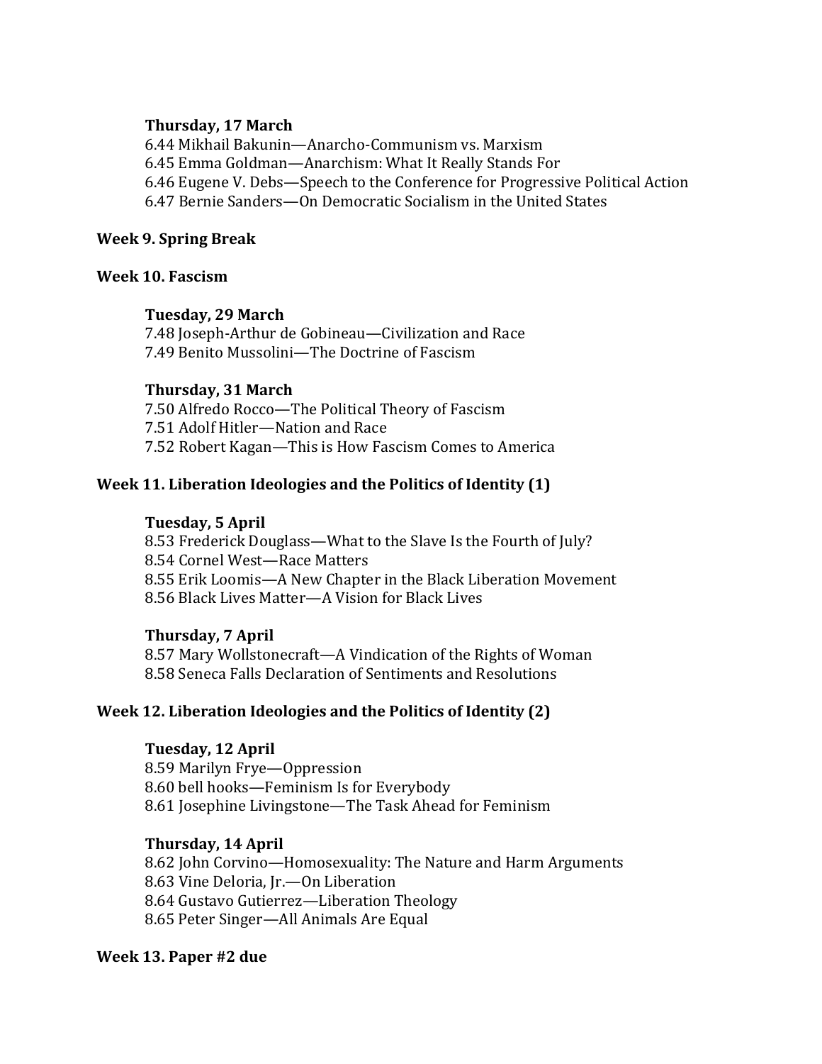**Thursday, 17 March**

6.44 Mikhail Bakunin—Anarcho-Communism vs. Marxism
6.45 Emma Goldman—Anarchism: What It Really Stands For
6.46 Eugene V. Debs—Speech to the Conference for Progressive Political Action
6.47 Bernie Sanders—On Democratic Socialism in the United States

**Week 9. Spring Break**

**Week 10. Fascism**

**Tuesday, 29 March**

7.48 Joseph-Arthur de Gobineau—Civilization and Race
7.49 Benito Mussolini—The Doctrine of Fascism

**Thursday, 31 March**

7.50 Alfredo Rocco—The Political Theory of Fascism
7.51 Adolf Hitler—Nation and Race
7.52 Robert Kagan—This is How Fascism Comes to America

**Week 11. Liberation Ideologies and the Politics of Identity (1)**

**Tuesday, 5 April**

8.53 Frederick Douglass—What to the Slave Is the Fourth of July?
8.54 Cornel West—Race Matters
8.55 Erik Loomis—A New Chapter in the Black Liberation Movement
8.56 Black Lives Matter—A Vision for Black Lives

**Thursday, 7 April**

8.57 Mary Wollstonecraft—A Vindication of the Rights of Woman
8.58 Seneca Falls Declaration of Sentiments and Resolutions

**Week 12. Liberation Ideologies and the Politics of Identity (2)**

**Tuesday, 12 April**

8.59 Marilyn Frye—Oppression
8.60 bell hooks—Feminism Is for Everybody
8.61 Josephine Livingstone—The Task Ahead for Feminism

**Thursday, 14 April**

8.62 John Corvino—Homosexuality: The Nature and Harm Arguments
8.63 Vine Deloria, Jr.—On Liberation
8.64 Gustavo Gutierrez—Liberation Theology
8.65 Peter Singer—All Animals Are Equal

**Week 13. Paper #2 due**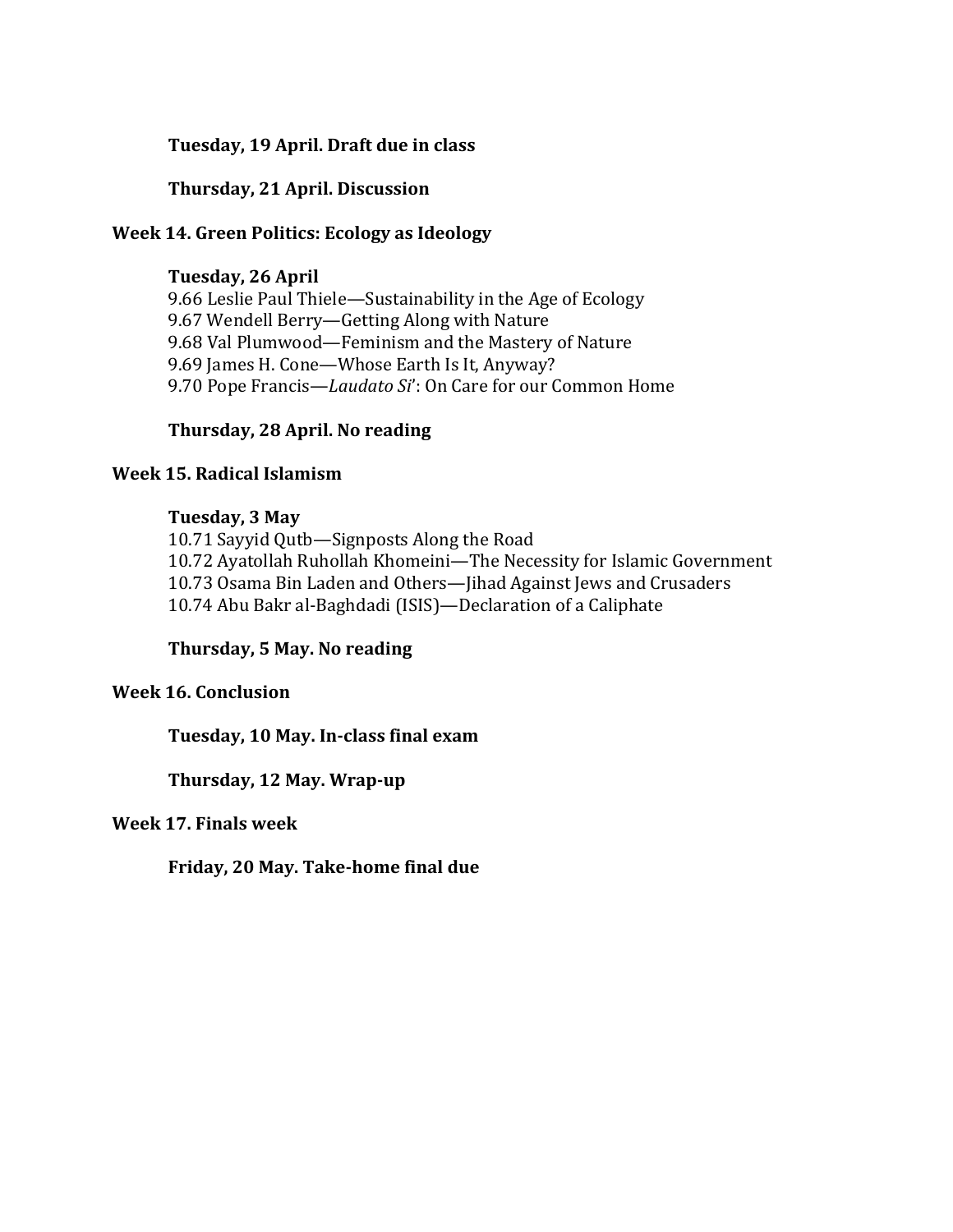**Tuesday, 19 April. Draft due in class**

**Thursday, 21 April. Discussion**

**Week 14. Green Politics: Ecology as Ideology**

**Tuesday, 26 April**
9.66 Leslie Paul Thiele—Sustainability in the Age of Ecology
9.67 Wendell Berry—Getting Along with Nature
9.68 Val Plumwood—Feminism and the Mastery of Nature
9.69 James H. Cone—Whose Earth Is It, Anyway?
9.70 Pope Francis—*Laudato Si*': On Care for our Common Home

**Thursday, 28 April. No reading**

**Week 15. Radical Islamism**

**Tuesday, 3 May**
10.71 Sayyid Qutb—Signposts Along the Road
10.72 Ayatollah Ruhollah Khomeini—The Necessity for Islamic Government
10.73 Osama Bin Laden and Others—Jihad Against Jews and Crusaders
10.74 Abu Bakr al-Baghdadi (ISIS)—Declaration of a Caliphate

**Thursday, 5 May. No reading**

**Week 16. Conclusion**

**Tuesday, 10 May. In-class final exam**

**Thursday, 12 May. Wrap-up**

**Week 17. Finals week**

**Friday, 20 May. Take-home final due**